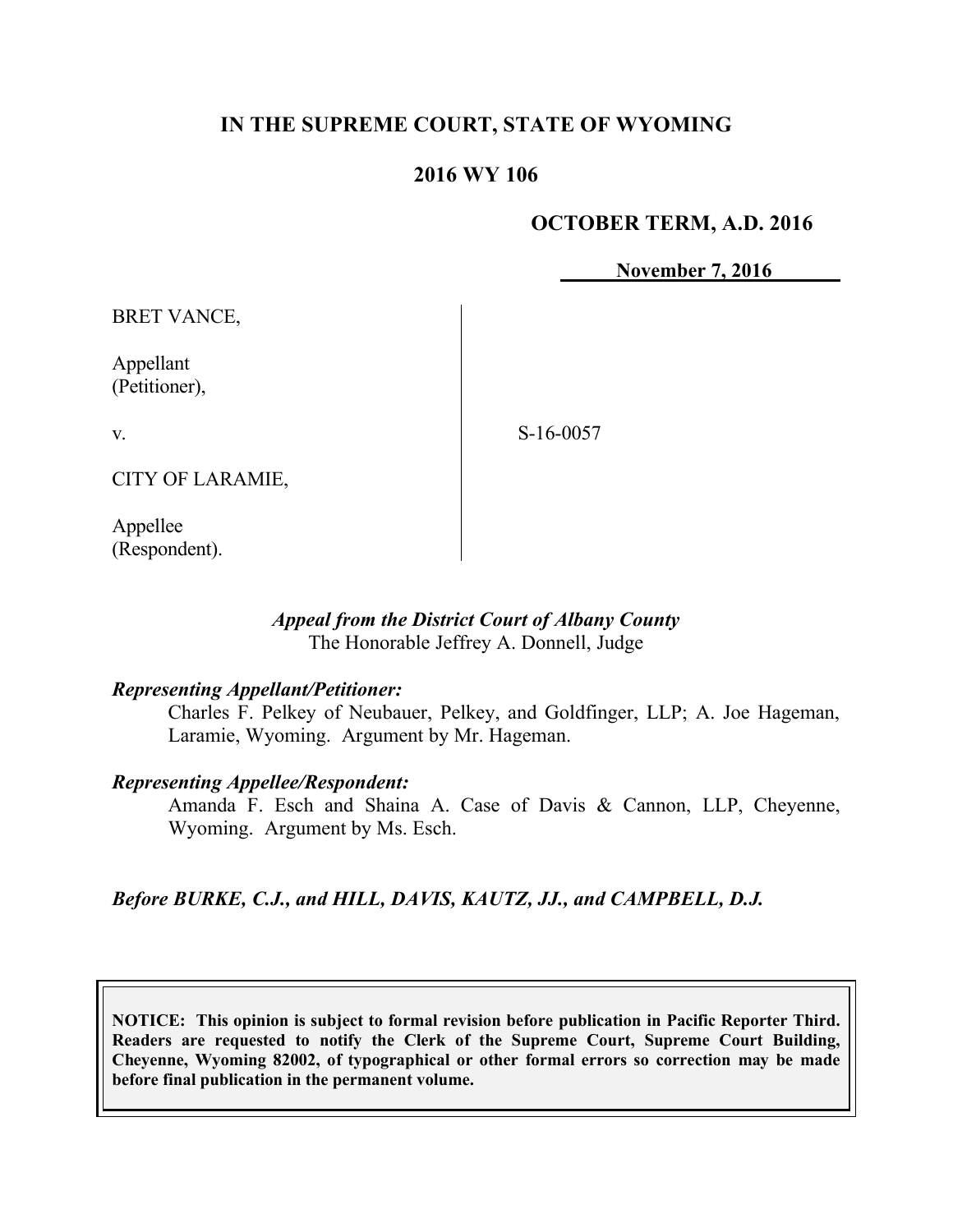# IN THE SUPREME COURT, STATE OF WYOMING

## 2016 WY 106

**OCTOBER TERM, A.D. 2016**

**November 7, 2016**

BRET VANCE,

Appellant
(Petitioner),

v.

CITY OF LARAMIE,

Appellee
(Respondent).

S-16-0057

*Appeal from the District Court of Albany County*
The Honorable Jeffrey A. Donnell, Judge

***Representing Appellant/Petitioner:***
Charles F. Pelkey of Neubauer, Pelkey, and Goldfinger, LLP; A. Joe Hageman, Laramie, Wyoming. Argument by Mr. Hageman.

***Representing Appellee/Respondent:***
Amanda F. Esch and Shaina A. Case of Davis & Cannon, LLP, Cheyenne, Wyoming. Argument by Ms. Esch.

***Before BURKE, C.J., and HILL, DAVIS, KAUTZ, JJ., and CAMPBELL, D.J.***

**NOTICE: This opinion is subject to formal revision before publication in Pacific Reporter Third. Readers are requested to notify the Clerk of the Supreme Court, Supreme Court Building, Cheyenne, Wyoming 82002, of typographical or other formal errors so correction may be made before final publication in the permanent volume.**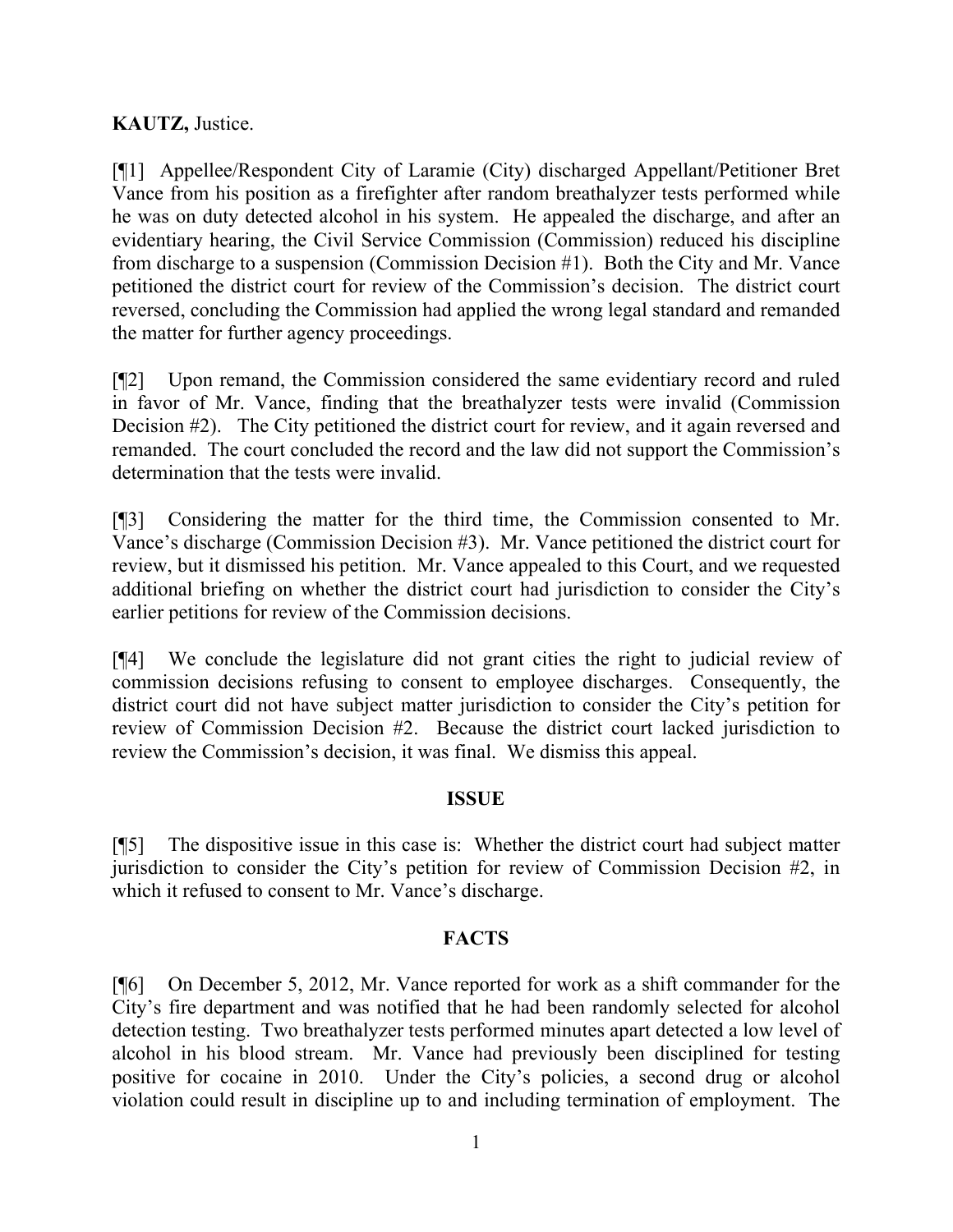**KAUTZ,** Justice.

[¶1] Appellee/Respondent City of Laramie (City) discharged Appellant/Petitioner Bret Vance from his position as a firefighter after random breathalyzer tests performed while he was on duty detected alcohol in his system. He appealed the discharge, and after an evidentiary hearing, the Civil Service Commission (Commission) reduced his discipline from discharge to a suspension (Commission Decision #1). Both the City and Mr. Vance petitioned the district court for review of the Commission's decision. The district court reversed, concluding the Commission had applied the wrong legal standard and remanded the matter for further agency proceedings.

[¶2] Upon remand, the Commission considered the same evidentiary record and ruled in favor of Mr. Vance, finding that the breathalyzer tests were invalid (Commission Decision #2). The City petitioned the district court for review, and it again reversed and remanded. The court concluded the record and the law did not support the Commission's determination that the tests were invalid.

[¶3] Considering the matter for the third time, the Commission consented to Mr. Vance's discharge (Commission Decision #3). Mr. Vance petitioned the district court for review, but it dismissed his petition. Mr. Vance appealed to this Court, and we requested additional briefing on whether the district court had jurisdiction to consider the City's earlier petitions for review of the Commission decisions.

[¶4] We conclude the legislature did not grant cities the right to judicial review of commission decisions refusing to consent to employee discharges. Consequently, the district court did not have subject matter jurisdiction to consider the City's petition for review of Commission Decision #2. Because the district court lacked jurisdiction to review the Commission's decision, it was final. We dismiss this appeal.

## ISSUE

[¶5] The dispositive issue in this case is: Whether the district court had subject matter jurisdiction to consider the City's petition for review of Commission Decision #2, in which it refused to consent to Mr. Vance's discharge.

## FACTS

[¶6] On December 5, 2012, Mr. Vance reported for work as a shift commander for the City's fire department and was notified that he had been randomly selected for alcohol detection testing. Two breathalyzer tests performed minutes apart detected a low level of alcohol in his blood stream. Mr. Vance had previously been disciplined for testing positive for cocaine in 2010. Under the City's policies, a second drug or alcohol violation could result in discipline up to and including termination of employment. The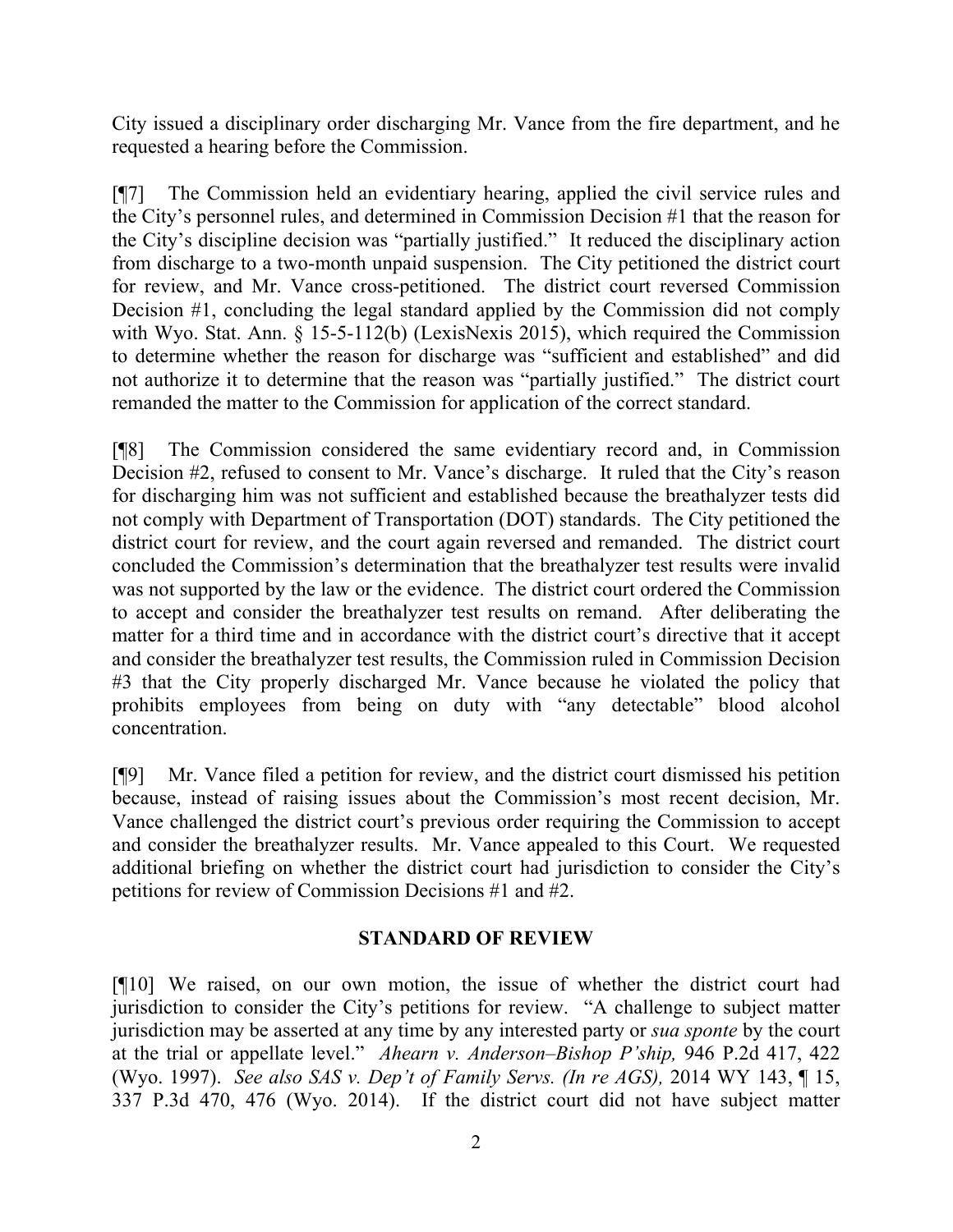City issued a disciplinary order discharging Mr. Vance from the fire department, and he requested a hearing before the Commission.

[¶7] The Commission held an evidentiary hearing, applied the civil service rules and the City's personnel rules, and determined in Commission Decision #1 that the reason for the City's discipline decision was "partially justified." It reduced the disciplinary action from discharge to a two-month unpaid suspension. The City petitioned the district court for review, and Mr. Vance cross-petitioned. The district court reversed Commission Decision #1, concluding the legal standard applied by the Commission did not comply with Wyo. Stat. Ann. § 15-5-112(b) (LexisNexis 2015), which required the Commission to determine whether the reason for discharge was "sufficient and established" and did not authorize it to determine that the reason was "partially justified." The district court remanded the matter to the Commission for application of the correct standard.

[¶8] The Commission considered the same evidentiary record and, in Commission Decision #2, refused to consent to Mr. Vance's discharge. It ruled that the City's reason for discharging him was not sufficient and established because the breathalyzer tests did not comply with Department of Transportation (DOT) standards. The City petitioned the district court for review, and the court again reversed and remanded. The district court concluded the Commission's determination that the breathalyzer test results were invalid was not supported by the law or the evidence. The district court ordered the Commission to accept and consider the breathalyzer test results on remand. After deliberating the matter for a third time and in accordance with the district court's directive that it accept and consider the breathalyzer test results, the Commission ruled in Commission Decision #3 that the City properly discharged Mr. Vance because he violated the policy that prohibits employees from being on duty with "any detectable" blood alcohol concentration.

[¶9] Mr. Vance filed a petition for review, and the district court dismissed his petition because, instead of raising issues about the Commission's most recent decision, Mr. Vance challenged the district court's previous order requiring the Commission to accept and consider the breathalyzer results. Mr. Vance appealed to this Court. We requested additional briefing on whether the district court had jurisdiction to consider the City's petitions for review of Commission Decisions #1 and #2.

## STANDARD OF REVIEW

[¶10] We raised, on our own motion, the issue of whether the district court had jurisdiction to consider the City's petitions for review. "A challenge to subject matter jurisdiction may be asserted at any time by any interested party or *sua sponte* by the court at the trial or appellate level." *Ahearn v. Anderson–Bishop P'ship,* 946 P.2d 417, 422 (Wyo. 1997). *See also SAS v. Dep't of Family Servs. (In re AGS),* 2014 WY 143, ¶ 15, 337 P.3d 470, 476 (Wyo. 2014). If the district court did not have subject matter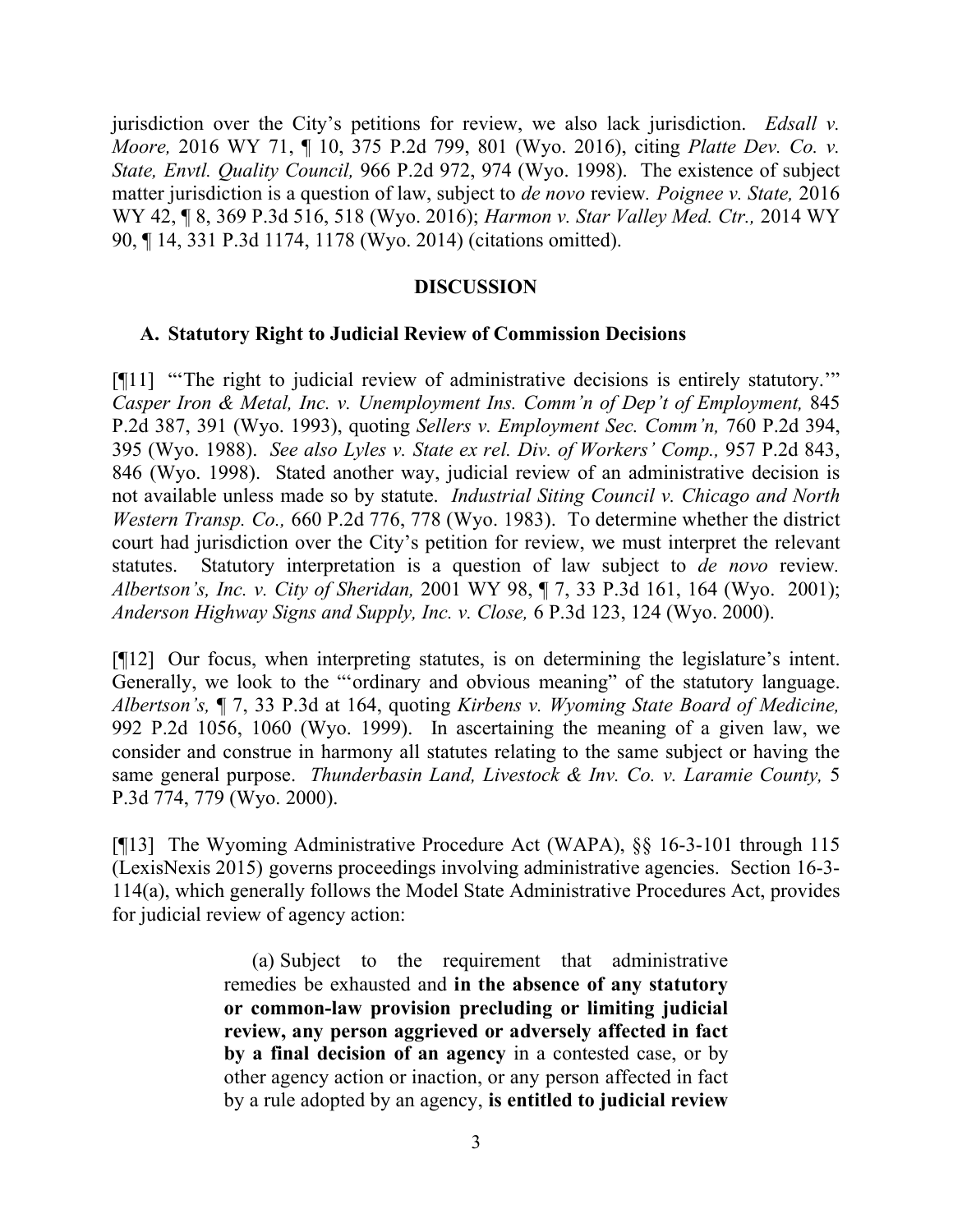jurisdiction over the City's petitions for review, we also lack jurisdiction. *Edsall v. Moore,* 2016 WY 71, ¶ 10, 375 P.2d 799, 801 (Wyo. 2016), citing *Platte Dev. Co. v. State, Envtl. Quality Council,* 966 P.2d 972, 974 (Wyo. 1998). The existence of subject matter jurisdiction is a question of law, subject to *de novo* review. *Poignee v. State,* 2016 WY 42, ¶ 8, 369 P.3d 516, 518 (Wyo. 2016); *Harmon v. Star Valley Med. Ctr.,* 2014 WY 90, ¶ 14, 331 P.3d 1174, 1178 (Wyo. 2014) (citations omitted).

## DISCUSSION

### A. Statutory Right to Judicial Review of Commission Decisions

[¶11] "'The right to judicial review of administrative decisions is entirely statutory.'" *Casper Iron & Metal, Inc. v. Unemployment Ins. Comm'n of Dep't of Employment,* 845 P.2d 387, 391 (Wyo. 1993), quoting *Sellers v. Employment Sec. Comm'n,* 760 P.2d 394, 395 (Wyo. 1988). *See also Lyles v. State ex rel. Div. of Workers' Comp.,* 957 P.2d 843, 846 (Wyo. 1998). Stated another way, judicial review of an administrative decision is not available unless made so by statute. *Industrial Siting Council v. Chicago and North Western Transp. Co.,* 660 P.2d 776, 778 (Wyo. 1983). To determine whether the district court had jurisdiction over the City's petition for review, we must interpret the relevant statutes. Statutory interpretation is a question of law subject to *de novo* review. *Albertson's, Inc. v. City of Sheridan,* 2001 WY 98, ¶ 7, 33 P.3d 161, 164 (Wyo. 2001); *Anderson Highway Signs and Supply, Inc. v. Close,* 6 P.3d 123, 124 (Wyo. 2000).

[¶12] Our focus, when interpreting statutes, is on determining the legislature's intent. Generally, we look to the "'ordinary and obvious meaning" of the statutory language. *Albertson's,* ¶ 7, 33 P.3d at 164, quoting *Kirbens v. Wyoming State Board of Medicine,* 992 P.2d 1056, 1060 (Wyo. 1999). In ascertaining the meaning of a given law, we consider and construe in harmony all statutes relating to the same subject or having the same general purpose. *Thunderbasin Land, Livestock & Inv. Co. v. Laramie County,* 5 P.3d 774, 779 (Wyo. 2000).

[¶13] The Wyoming Administrative Procedure Act (WAPA), §§ 16-3-101 through 115 (LexisNexis 2015) governs proceedings involving administrative agencies. Section 16-3-114(a), which generally follows the Model State Administrative Procedures Act, provides for judicial review of agency action:

> (a) Subject to the requirement that administrative remedies be exhausted and **in the absence of any statutory or common-law provision precluding or limiting judicial review, any person aggrieved or adversely affected in fact by a final decision of an agency** in a contested case, or by other agency action or inaction, or any person affected in fact by a rule adopted by an agency, **is entitled to judicial review**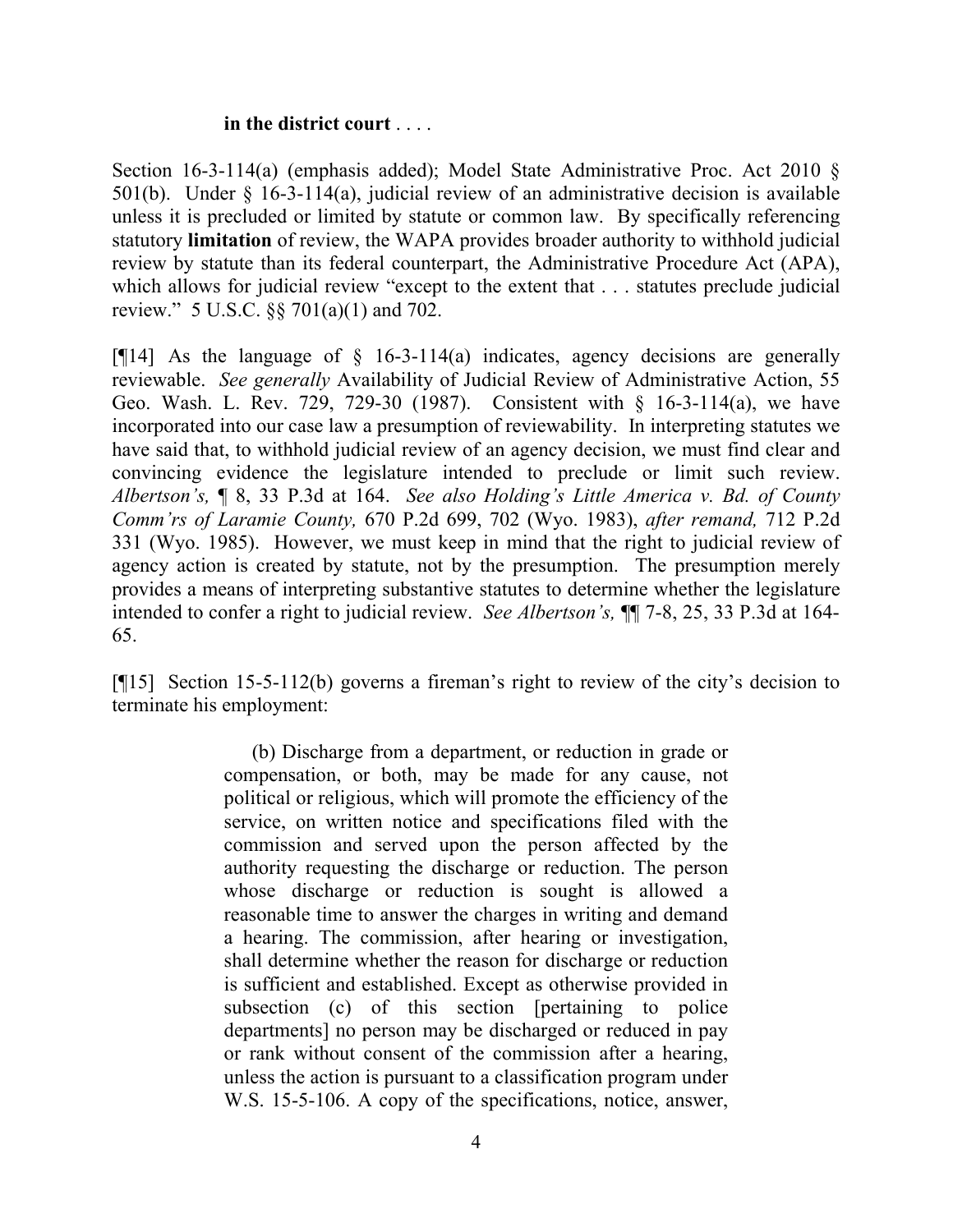> **in the district court** . . . .

Section 16-3-114(a) (emphasis added); Model State Administrative Proc. Act 2010 § 501(b). Under § 16-3-114(a), judicial review of an administrative decision is available unless it is precluded or limited by statute or common law. By specifically referencing statutory **limitation** of review, the WAPA provides broader authority to withhold judicial review by statute than its federal counterpart, the Administrative Procedure Act (APA), which allows for judicial review "except to the extent that . . . statutes preclude judicial review." 5 U.S.C. §§ 701(a)(1) and 702.

[¶14] As the language of § 16-3-114(a) indicates, agency decisions are generally reviewable. *See generally* Availability of Judicial Review of Administrative Action, 55 Geo. Wash. L. Rev. 729, 729-30 (1987). Consistent with § 16-3-114(a), we have incorporated into our case law a presumption of reviewability. In interpreting statutes we have said that, to withhold judicial review of an agency decision, we must find clear and convincing evidence the legislature intended to preclude or limit such review. *Albertson's,* ¶ 8, 33 P.3d at 164. *See also Holding's Little America v. Bd. of County Comm'rs of Laramie County,* 670 P.2d 699, 702 (Wyo. 1983), *after remand,* 712 P.2d 331 (Wyo. 1985). However, we must keep in mind that the right to judicial review of agency action is created by statute, not by the presumption. The presumption merely provides a means of interpreting substantive statutes to determine whether the legislature intended to confer a right to judicial review. *See Albertson's,* ¶¶ 7-8, 25, 33 P.3d at 164-65.

[¶15] Section 15-5-112(b) governs a fireman's right to review of the city's decision to terminate his employment:

> (b) Discharge from a department, or reduction in grade or compensation, or both, may be made for any cause, not political or religious, which will promote the efficiency of the service, on written notice and specifications filed with the commission and served upon the person affected by the authority requesting the discharge or reduction. The person whose discharge or reduction is sought is allowed a reasonable time to answer the charges in writing and demand a hearing. The commission, after hearing or investigation, shall determine whether the reason for discharge or reduction is sufficient and established. Except as otherwise provided in subsection (c) of this section [pertaining to police departments] no person may be discharged or reduced in pay or rank without consent of the commission after a hearing, unless the action is pursuant to a classification program under W.S. 15-5-106. A copy of the specifications, notice, answer,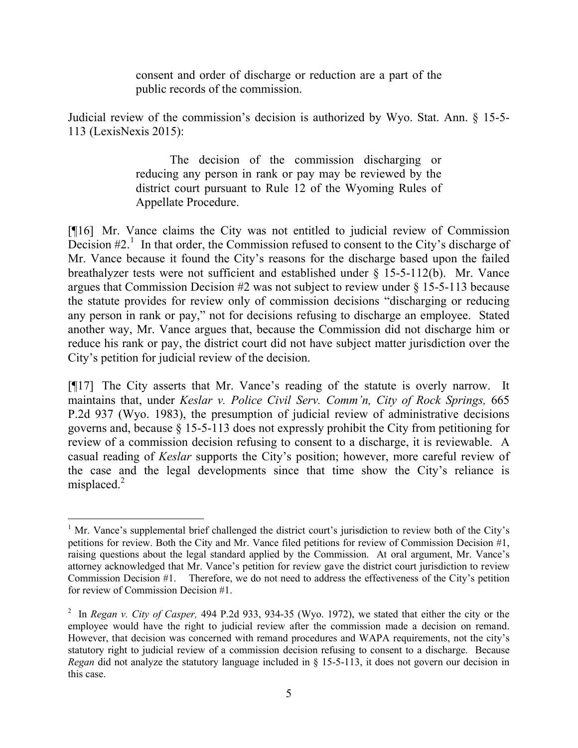> consent and order of discharge or reduction are a part of the public records of the commission.

Judicial review of the commission's decision is authorized by Wyo. Stat. Ann. § 15-5-113 (LexisNexis 2015):

> The decision of the commission discharging or reducing any person in rank or pay may be reviewed by the district court pursuant to Rule 12 of the Wyoming Rules of Appellate Procedure.

[¶16] Mr. Vance claims the City was not entitled to judicial review of Commission Decision #2.[1] In that order, the Commission refused to consent to the City's discharge of Mr. Vance because it found the City's reasons for the discharge based upon the failed breathalyzer tests were not sufficient and established under § 15-5-112(b). Mr. Vance argues that Commission Decision #2 was not subject to review under § 15-5-113 because the statute provides for review only of commission decisions "discharging or reducing any person in rank or pay," not for decisions refusing to discharge an employee. Stated another way, Mr. Vance argues that, because the Commission did not discharge him or reduce his rank or pay, the district court did not have subject matter jurisdiction over the City's petition for judicial review of the decision.

[¶17] The City asserts that Mr. Vance's reading of the statute is overly narrow. It maintains that, under *Keslar v. Police Civil Serv. Comm'n, City of Rock Springs,* 665 P.2d 937 (Wyo. 1983), the presumption of judicial review of administrative decisions governs and, because § 15-5-113 does not expressly prohibit the City from petitioning for review of a commission decision refusing to consent to a discharge, it is reviewable. A casual reading of *Keslar* supports the City's position; however, more careful review of the case and the legal developments since that time show the City's reliance is misplaced.[2]

---

[1] Mr. Vance's supplemental brief challenged the district court's jurisdiction to review both of the City's petitions for review. Both the City and Mr. Vance filed petitions for review of Commission Decision #1, raising questions about the legal standard applied by the Commission. At oral argument, Mr. Vance's attorney acknowledged that Mr. Vance's petition for review gave the district court jurisdiction to review Commission Decision #1. Therefore, we do not need to address the effectiveness of the City's petition for review of Commission Decision #1.

[2] In *Regan v. City of Casper,* 494 P.2d 933, 934-35 (Wyo. 1972), we stated that either the city or the employee would have the right to judicial review after the commission made a decision on remand. However, that decision was concerned with remand procedures and WAPA requirements, not the city's statutory right to judicial review of a commission decision refusing to consent to a discharge. Because *Regan* did not analyze the statutory language included in § 15-5-113, it does not govern our decision in this case.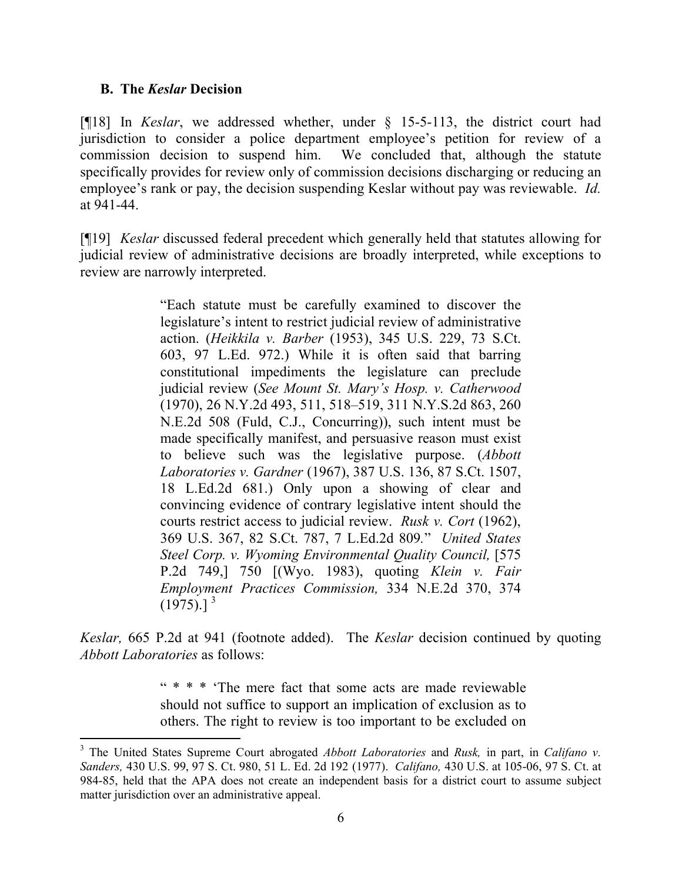### B. The *Keslar* Decision

[¶18] In *Keslar*, we addressed whether, under § 15-5-113, the district court had jurisdiction to consider a police department employee's petition for review of a commission decision to suspend him. We concluded that, although the statute specifically provides for review only of commission decisions discharging or reducing an employee's rank or pay, the decision suspending Keslar without pay was reviewable. *Id.* at 941-44.

[¶19] *Keslar* discussed federal precedent which generally held that statutes allowing for judicial review of administrative decisions are broadly interpreted, while exceptions to review are narrowly interpreted.

> "Each statute must be carefully examined to discover the legislature's intent to restrict judicial review of administrative action. (*Heikkila v. Barber* (1953), 345 U.S. 229, 73 S.Ct. 603, 97 L.Ed. 972.) While it is often said that barring constitutional impediments the legislature can preclude judicial review (*See Mount St. Mary's Hosp. v. Catherwood* (1970), 26 N.Y.2d 493, 511, 518–519, 311 N.Y.S.2d 863, 260 N.E.2d 508 (Fuld, C.J., Concurring)), such intent must be made specifically manifest, and persuasive reason must exist to believe such was the legislative purpose. (*Abbott Laboratories v. Gardner* (1967), 387 U.S. 136, 87 S.Ct. 1507, 18 L.Ed.2d 681.) Only upon a showing of clear and convincing evidence of contrary legislative intent should the courts restrict access to judicial review. *Rusk v. Cort* (1962), 369 U.S. 367, 82 S.Ct. 787, 7 L.Ed.2d 809." *United States Steel Corp. v. Wyoming Environmental Quality Council,* [575 P.2d 749,] 750 [(Wyo. 1983), quoting *Klein v. Fair Employment Practices Commission,* 334 N.E.2d 370, 374 (1975).] [3]

*Keslar,* 665 P.2d at 941 (footnote added). The *Keslar* decision continued by quoting *Abbott Laboratories* as follows:

> " * * * 'The mere fact that some acts are made reviewable should not suffice to support an implication of exclusion as to others. The right to review is too important to be excluded on

---

[3] The United States Supreme Court abrogated *Abbott Laboratories* and *Rusk,* in part, in *Califano v. Sanders,* 430 U.S. 99, 97 S. Ct. 980, 51 L. Ed. 2d 192 (1977). *Califano,* 430 U.S. at 105-06, 97 S. Ct. at 984-85, held that the APA does not create an independent basis for a district court to assume subject matter jurisdiction over an administrative appeal.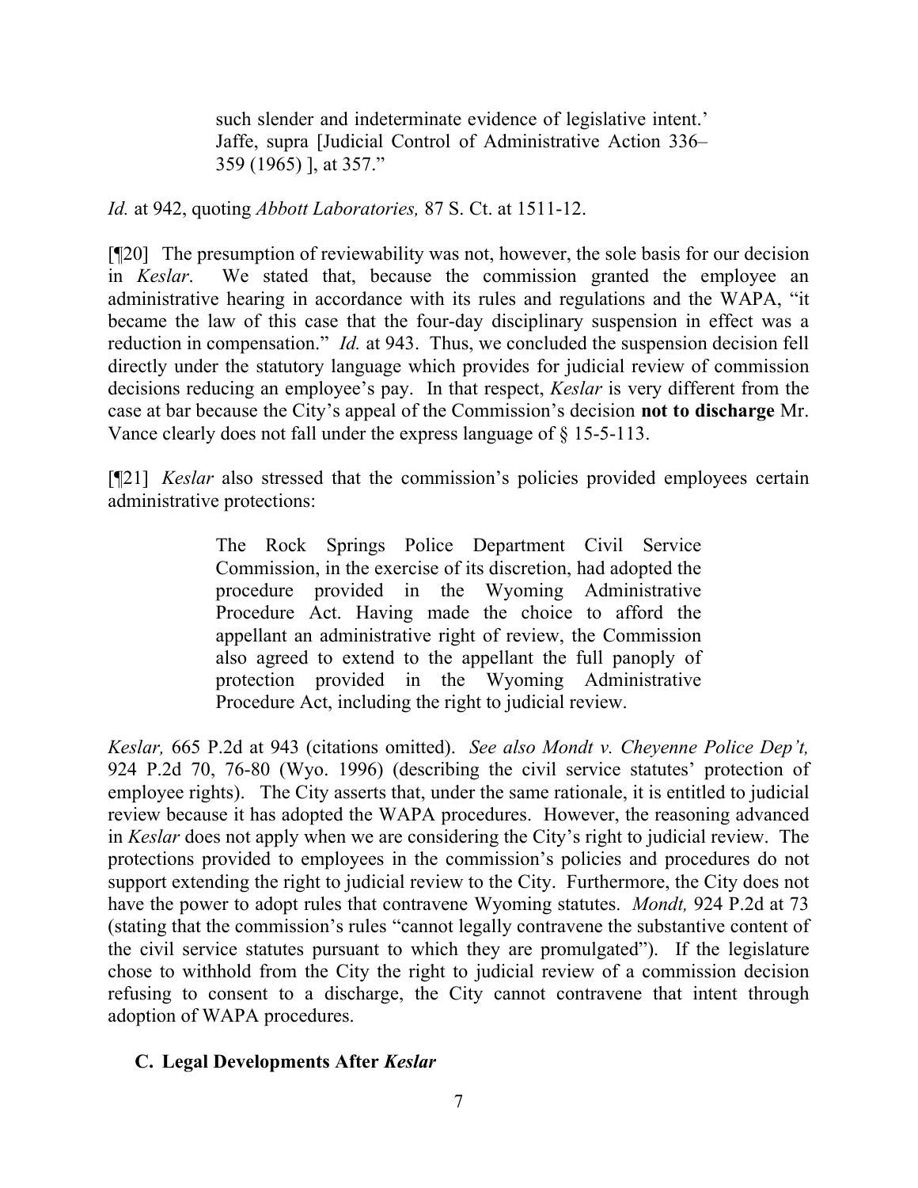> such slender and indeterminate evidence of legislative intent.' Jaffe, supra [Judicial Control of Administrative Action 336–359 (1965) ], at 357."

*Id.* at 942, quoting *Abbott Laboratories,* 87 S. Ct. at 1511-12.

[¶20] The presumption of reviewability was not, however, the sole basis for our decision in *Keslar*. We stated that, because the commission granted the employee an administrative hearing in accordance with its rules and regulations and the WAPA, "it became the law of this case that the four-day disciplinary suspension in effect was a reduction in compensation." *Id.* at 943. Thus, we concluded the suspension decision fell directly under the statutory language which provides for judicial review of commission decisions reducing an employee's pay. In that respect, *Keslar* is very different from the case at bar because the City's appeal of the Commission's decision **not to discharge** Mr. Vance clearly does not fall under the express language of § 15-5-113.

[¶21] *Keslar* also stressed that the commission's policies provided employees certain administrative protections:

> The Rock Springs Police Department Civil Service Commission, in the exercise of its discretion, had adopted the procedure provided in the Wyoming Administrative Procedure Act. Having made the choice to afford the appellant an administrative right of review, the Commission also agreed to extend to the appellant the full panoply of protection provided in the Wyoming Administrative Procedure Act, including the right to judicial review.

*Keslar,* 665 P.2d at 943 (citations omitted). *See also Mondt v. Cheyenne Police Dep't,* 924 P.2d 70, 76-80 (Wyo. 1996) (describing the civil service statutes' protection of employee rights). The City asserts that, under the same rationale, it is entitled to judicial review because it has adopted the WAPA procedures. However, the reasoning advanced in *Keslar* does not apply when we are considering the City's right to judicial review. The protections provided to employees in the commission's policies and procedures do not support extending the right to judicial review to the City. Furthermore, the City does not have the power to adopt rules that contravene Wyoming statutes. *Mondt,* 924 P.2d at 73 (stating that the commission's rules "cannot legally contravene the substantive content of the civil service statutes pursuant to which they are promulgated"). If the legislature chose to withhold from the City the right to judicial review of a commission decision refusing to consent to a discharge, the City cannot contravene that intent through adoption of WAPA procedures.

### C. Legal Developments After *Keslar*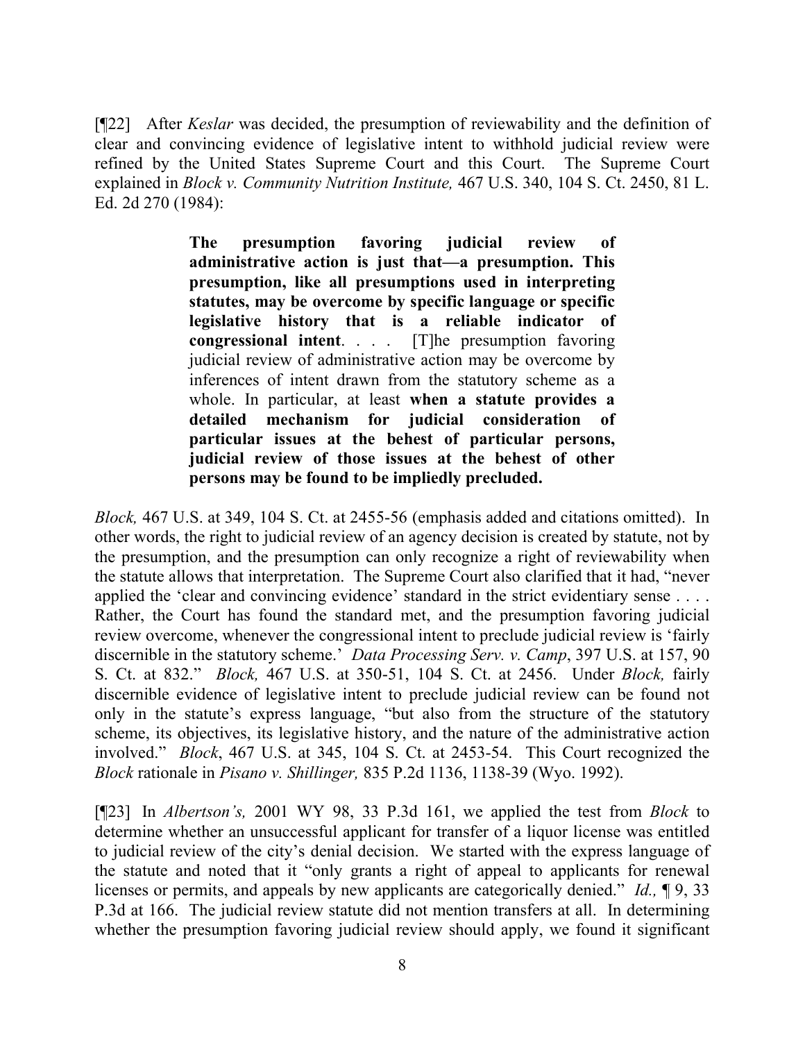[¶22] After *Keslar* was decided, the presumption of reviewability and the definition of clear and convincing evidence of legislative intent to withhold judicial review were refined by the United States Supreme Court and this Court. The Supreme Court explained in *Block v. Community Nutrition Institute,* 467 U.S. 340, 104 S. Ct. 2450, 81 L. Ed. 2d 270 (1984):

> **The presumption favoring judicial review of administrative action is just that—a presumption. This presumption, like all presumptions used in interpreting statutes, may be overcome by specific language or specific legislative history that is a reliable indicator of congressional intent**. . . . [T]he presumption favoring judicial review of administrative action may be overcome by inferences of intent drawn from the statutory scheme as a whole. In particular, at least **when a statute provides a detailed mechanism for judicial consideration of particular issues at the behest of particular persons, judicial review of those issues at the behest of other persons may be found to be impliedly precluded.**

*Block,* 467 U.S. at 349, 104 S. Ct. at 2455-56 (emphasis added and citations omitted). In other words, the right to judicial review of an agency decision is created by statute, not by the presumption, and the presumption can only recognize a right of reviewability when the statute allows that interpretation. The Supreme Court also clarified that it had, "never applied the 'clear and convincing evidence' standard in the strict evidentiary sense . . . . Rather, the Court has found the standard met, and the presumption favoring judicial review overcome, whenever the congressional intent to preclude judicial review is 'fairly discernible in the statutory scheme.' *Data Processing Serv. v. Camp*, 397 U.S. at 157, 90 S. Ct. at 832." *Block,* 467 U.S. at 350-51, 104 S. Ct. at 2456. Under *Block,* fairly discernible evidence of legislative intent to preclude judicial review can be found not only in the statute's express language, "but also from the structure of the statutory scheme, its objectives, its legislative history, and the nature of the administrative action involved." *Block*, 467 U.S. at 345, 104 S. Ct. at 2453-54. This Court recognized the *Block* rationale in *Pisano v. Shillinger,* 835 P.2d 1136, 1138-39 (Wyo. 1992).

[¶23] In *Albertson's,* 2001 WY 98, 33 P.3d 161, we applied the test from *Block* to determine whether an unsuccessful applicant for transfer of a liquor license was entitled to judicial review of the city's denial decision. We started with the express language of the statute and noted that it "only grants a right of appeal to applicants for renewal licenses or permits, and appeals by new applicants are categorically denied." *Id.,* ¶ 9, 33 P.3d at 166. The judicial review statute did not mention transfers at all. In determining whether the presumption favoring judicial review should apply, we found it significant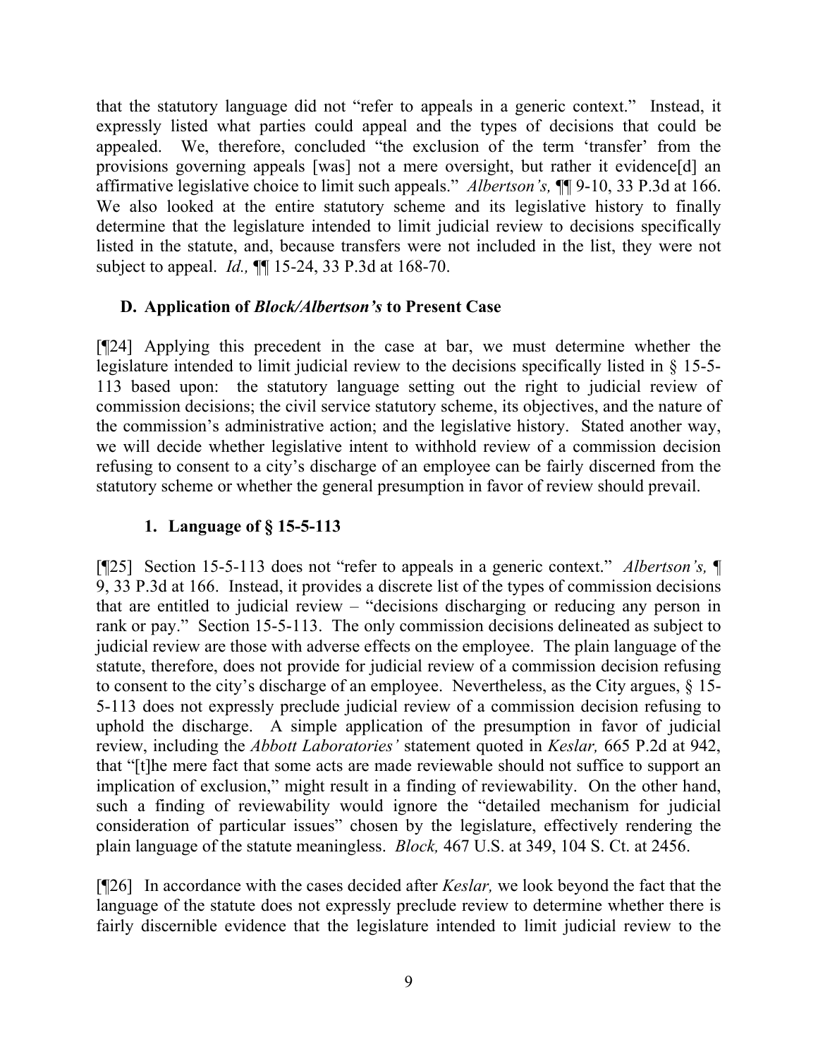that the statutory language did not "refer to appeals in a generic context." Instead, it expressly listed what parties could appeal and the types of decisions that could be appealed. We, therefore, concluded "the exclusion of the term 'transfer' from the provisions governing appeals [was] not a mere oversight, but rather it evidence[d] an affirmative legislative choice to limit such appeals." *Albertson's,* ¶¶ 9-10, 33 P.3d at 166. We also looked at the entire statutory scheme and its legislative history to finally determine that the legislature intended to limit judicial review to decisions specifically listed in the statute, and, because transfers were not included in the list, they were not subject to appeal. *Id.,* ¶¶ 15-24, 33 P.3d at 168-70.

### D. Application of *Block/Albertson's* to Present Case

[¶24] Applying this precedent in the case at bar, we must determine whether the legislature intended to limit judicial review to the decisions specifically listed in § 15-5-113 based upon: the statutory language setting out the right to judicial review of commission decisions; the civil service statutory scheme, its objectives, and the nature of the commission's administrative action; and the legislative history. Stated another way, we will decide whether legislative intent to withhold review of a commission decision refusing to consent to a city's discharge of an employee can be fairly discerned from the statutory scheme or whether the general presumption in favor of review should prevail.

#### 1. Language of § 15-5-113

[¶25] Section 15-5-113 does not "refer to appeals in a generic context." *Albertson's,* ¶ 9, 33 P.3d at 166. Instead, it provides a discrete list of the types of commission decisions that are entitled to judicial review – "decisions discharging or reducing any person in rank or pay." Section 15-5-113. The only commission decisions delineated as subject to judicial review are those with adverse effects on the employee. The plain language of the statute, therefore, does not provide for judicial review of a commission decision refusing to consent to the city's discharge of an employee. Nevertheless, as the City argues, § 15-5-113 does not expressly preclude judicial review of a commission decision refusing to uphold the discharge. A simple application of the presumption in favor of judicial review, including the *Abbott Laboratories'* statement quoted in *Keslar,* 665 P.2d at 942, that "[t]he mere fact that some acts are made reviewable should not suffice to support an implication of exclusion," might result in a finding of reviewability. On the other hand, such a finding of reviewability would ignore the "detailed mechanism for judicial consideration of particular issues" chosen by the legislature, effectively rendering the plain language of the statute meaningless. *Block,* 467 U.S. at 349, 104 S. Ct. at 2456.

[¶26] In accordance with the cases decided after *Keslar,* we look beyond the fact that the language of the statute does not expressly preclude review to determine whether there is fairly discernible evidence that the legislature intended to limit judicial review to the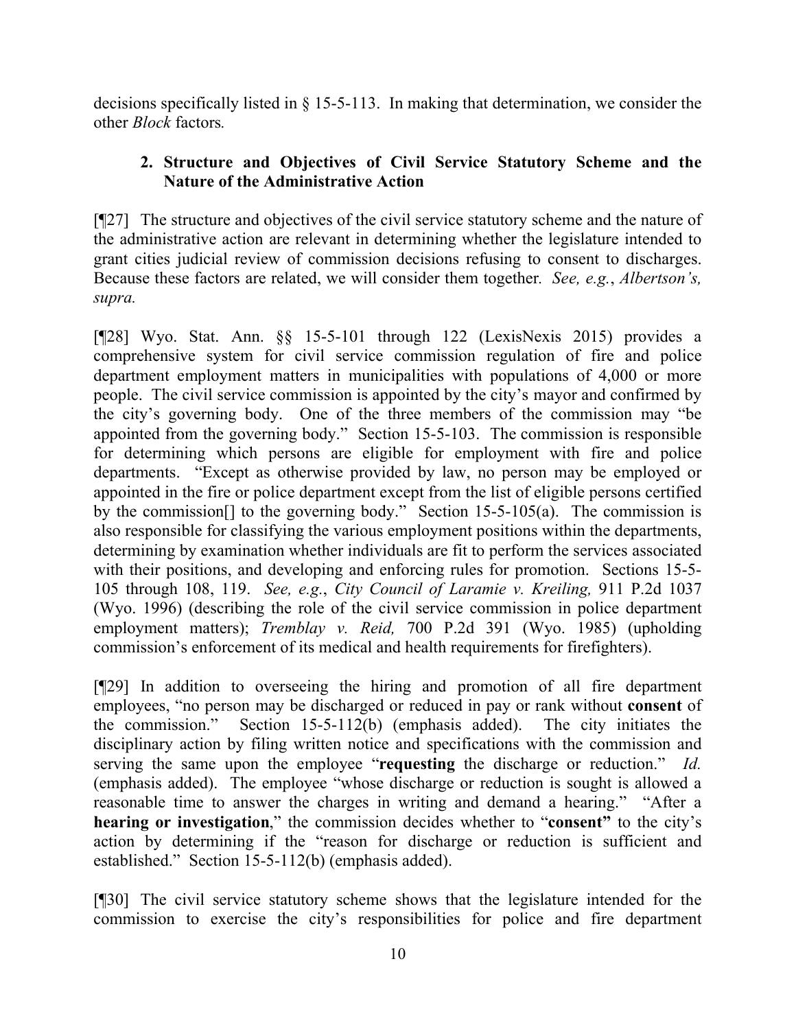decisions specifically listed in § 15-5-113. In making that determination, we consider the other *Block* factors.

### 2. Structure and Objectives of Civil Service Statutory Scheme and the Nature of the Administrative Action

[¶27] The structure and objectives of the civil service statutory scheme and the nature of the administrative action are relevant in determining whether the legislature intended to grant cities judicial review of commission decisions refusing to consent to discharges. Because these factors are related, we will consider them together. *See, e.g.*, *Albertson's, supra.*

[¶28] Wyo. Stat. Ann. §§ 15-5-101 through 122 (LexisNexis 2015) provides a comprehensive system for civil service commission regulation of fire and police department employment matters in municipalities with populations of 4,000 or more people. The civil service commission is appointed by the city's mayor and confirmed by the city's governing body. One of the three members of the commission may "be appointed from the governing body." Section 15-5-103. The commission is responsible for determining which persons are eligible for employment with fire and police departments. "Except as otherwise provided by law, no person may be employed or appointed in the fire or police department except from the list of eligible persons certified by the commission[] to the governing body." Section 15-5-105(a). The commission is also responsible for classifying the various employment positions within the departments, determining by examination whether individuals are fit to perform the services associated with their positions, and developing and enforcing rules for promotion. Sections 15-5-105 through 108, 119. *See, e.g.*, *City Council of Laramie v. Kreiling,* 911 P.2d 1037 (Wyo. 1996) (describing the role of the civil service commission in police department employment matters); *Tremblay v. Reid,* 700 P.2d 391 (Wyo. 1985) (upholding commission's enforcement of its medical and health requirements for firefighters).

[¶29] In addition to overseeing the hiring and promotion of all fire department employees, "no person may be discharged or reduced in pay or rank without **consent** of the commission." Section 15-5-112(b) (emphasis added). The city initiates the disciplinary action by filing written notice and specifications with the commission and serving the same upon the employee "**requesting** the discharge or reduction." *Id.* (emphasis added). The employee "whose discharge or reduction is sought is allowed a reasonable time to answer the charges in writing and demand a hearing." "After a **hearing or investigation**," the commission decides whether to "**consent"** to the city's action by determining if the "reason for discharge or reduction is sufficient and established." Section 15-5-112(b) (emphasis added).

[¶30] The civil service statutory scheme shows that the legislature intended for the commission to exercise the city's responsibilities for police and fire department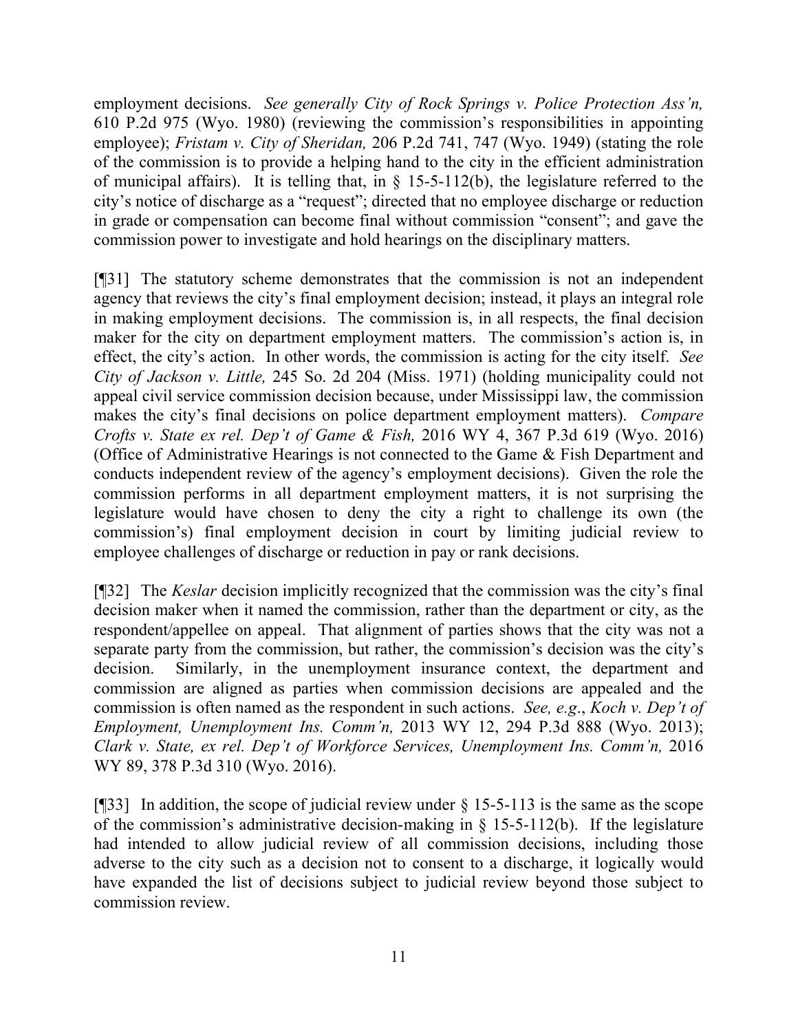employment decisions. *See generally City of Rock Springs v. Police Protection Ass'n,* 610 P.2d 975 (Wyo. 1980) (reviewing the commission's responsibilities in appointing employee); *Fristam v. City of Sheridan,* 206 P.2d 741, 747 (Wyo. 1949) (stating the role of the commission is to provide a helping hand to the city in the efficient administration of municipal affairs). It is telling that, in § 15-5-112(b), the legislature referred to the city's notice of discharge as a "request"; directed that no employee discharge or reduction in grade or compensation can become final without commission "consent"; and gave the commission power to investigate and hold hearings on the disciplinary matters.

[¶31] The statutory scheme demonstrates that the commission is not an independent agency that reviews the city's final employment decision; instead, it plays an integral role in making employment decisions. The commission is, in all respects, the final decision maker for the city on department employment matters. The commission's action is, in effect, the city's action. In other words, the commission is acting for the city itself. *See City of Jackson v. Little,* 245 So. 2d 204 (Miss. 1971) (holding municipality could not appeal civil service commission decision because, under Mississippi law, the commission makes the city's final decisions on police department employment matters). *Compare Crofts v. State ex rel. Dep't of Game & Fish,* 2016 WY 4, 367 P.3d 619 (Wyo. 2016) (Office of Administrative Hearings is not connected to the Game & Fish Department and conducts independent review of the agency's employment decisions). Given the role the commission performs in all department employment matters, it is not surprising the legislature would have chosen to deny the city a right to challenge its own (the commission's) final employment decision in court by limiting judicial review to employee challenges of discharge or reduction in pay or rank decisions.

[¶32] The *Keslar* decision implicitly recognized that the commission was the city's final decision maker when it named the commission, rather than the department or city, as the respondent/appellee on appeal. That alignment of parties shows that the city was not a separate party from the commission, but rather, the commission's decision was the city's decision. Similarly, in the unemployment insurance context, the department and commission are aligned as parties when commission decisions are appealed and the commission is often named as the respondent in such actions. *See, e.g*., *Koch v. Dep't of Employment, Unemployment Ins. Comm'n,* 2013 WY 12, 294 P.3d 888 (Wyo. 2013); *Clark v. State, ex rel. Dep't of Workforce Services, Unemployment Ins. Comm'n,* 2016 WY 89, 378 P.3d 310 (Wyo. 2016).

[¶33] In addition, the scope of judicial review under § 15-5-113 is the same as the scope of the commission's administrative decision-making in § 15-5-112(b). If the legislature had intended to allow judicial review of all commission decisions, including those adverse to the city such as a decision not to consent to a discharge, it logically would have expanded the list of decisions subject to judicial review beyond those subject to commission review.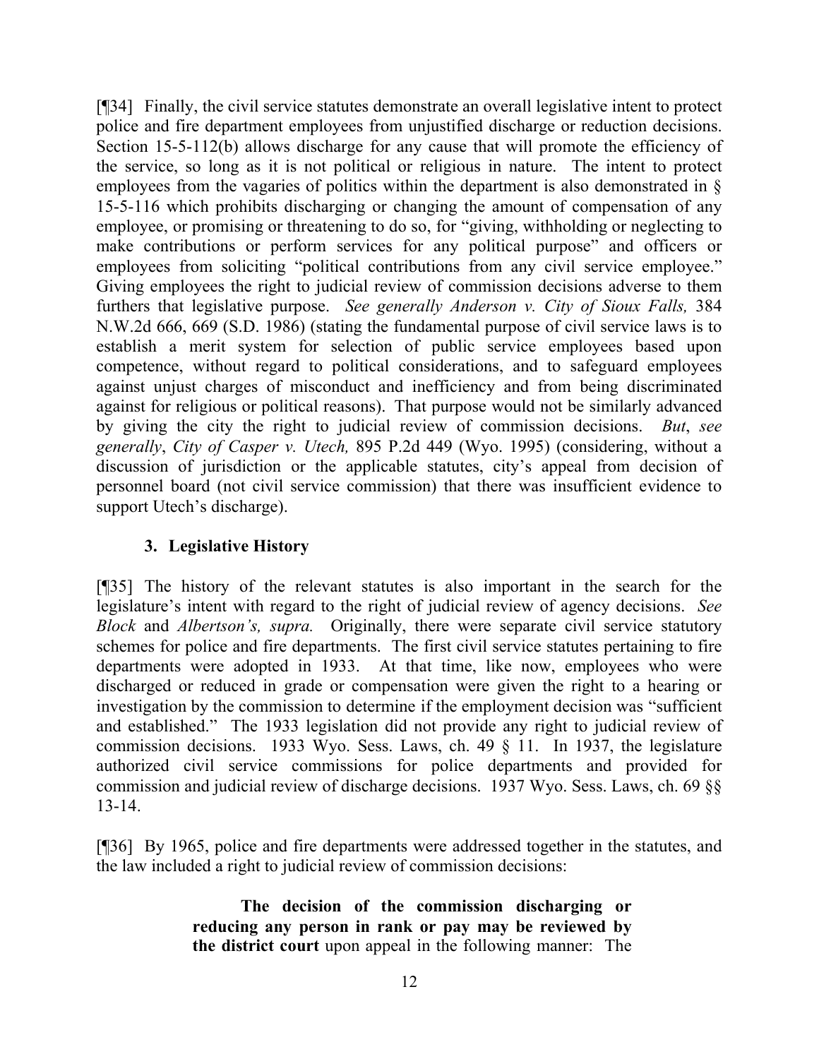[¶34] Finally, the civil service statutes demonstrate an overall legislative intent to protect police and fire department employees from unjustified discharge or reduction decisions. Section 15-5-112(b) allows discharge for any cause that will promote the efficiency of the service, so long as it is not political or religious in nature. The intent to protect employees from the vagaries of politics within the department is also demonstrated in § 15-5-116 which prohibits discharging or changing the amount of compensation of any employee, or promising or threatening to do so, for "giving, withholding or neglecting to make contributions or perform services for any political purpose" and officers or employees from soliciting "political contributions from any civil service employee." Giving employees the right to judicial review of commission decisions adverse to them furthers that legislative purpose. *See generally Anderson v. City of Sioux Falls,* 384 N.W.2d 666, 669 (S.D. 1986) (stating the fundamental purpose of civil service laws is to establish a merit system for selection of public service employees based upon competence, without regard to political considerations, and to safeguard employees against unjust charges of misconduct and inefficiency and from being discriminated against for religious or political reasons). That purpose would not be similarly advanced by giving the city the right to judicial review of commission decisions. *But*, *see generally*, *City of Casper v. Utech,* 895 P.2d 449 (Wyo. 1995) (considering, without a discussion of jurisdiction or the applicable statutes, city's appeal from decision of personnel board (not civil service commission) that there was insufficient evidence to support Utech's discharge).

### 3. Legislative History

[¶35] The history of the relevant statutes is also important in the search for the legislature's intent with regard to the right of judicial review of agency decisions. *See Block* and *Albertson's, supra.* Originally, there were separate civil service statutory schemes for police and fire departments. The first civil service statutes pertaining to fire departments were adopted in 1933. At that time, like now, employees who were discharged or reduced in grade or compensation were given the right to a hearing or investigation by the commission to determine if the employment decision was "sufficient and established." The 1933 legislation did not provide any right to judicial review of commission decisions. 1933 Wyo. Sess. Laws, ch. 49 § 11. In 1937, the legislature authorized civil service commissions for police departments and provided for commission and judicial review of discharge decisions. 1937 Wyo. Sess. Laws, ch. 69 §§ 13-14.

[¶36] By 1965, police and fire departments were addressed together in the statutes, and the law included a right to judicial review of commission decisions:

> **The decision of the commission discharging or reducing any person in rank or pay may be reviewed by the district court** upon appeal in the following manner: The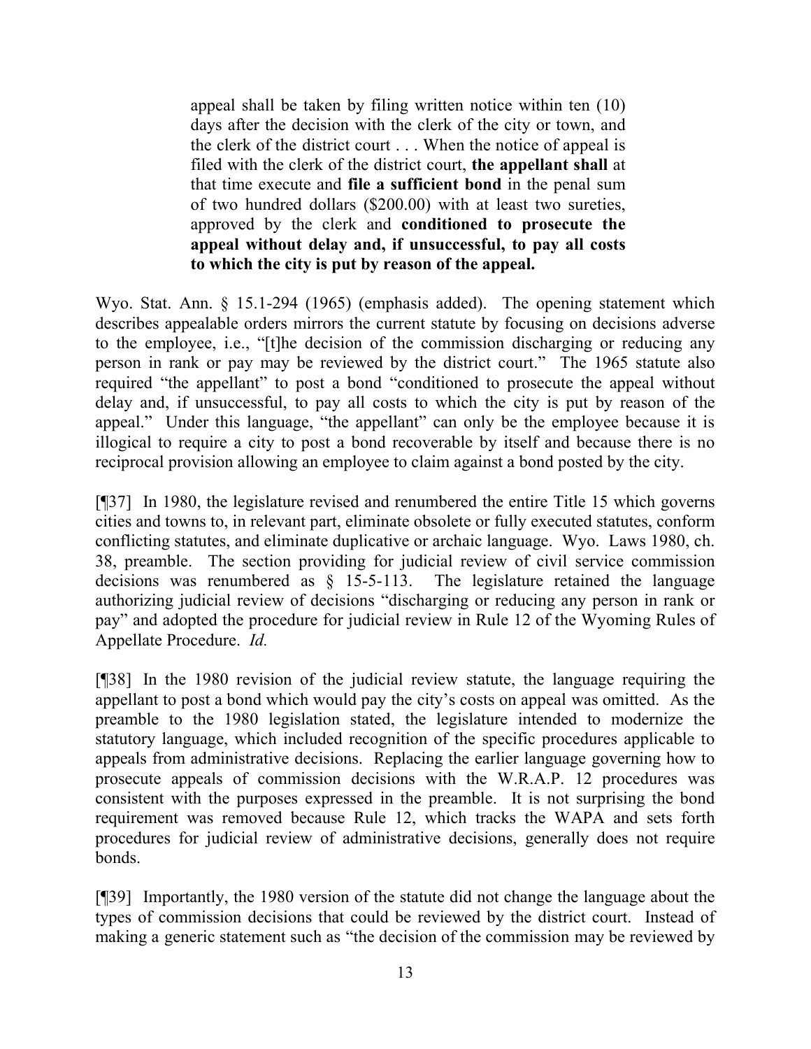> appeal shall be taken by filing written notice within ten (10) days after the decision with the clerk of the city or town, and the clerk of the district court . . . When the notice of appeal is filed with the clerk of the district court, **the appellant shall** at that time execute and **file a sufficient bond** in the penal sum of two hundred dollars ($200.00) with at least two sureties, approved by the clerk and **conditioned to prosecute the appeal without delay and, if unsuccessful, to pay all costs to which the city is put by reason of the appeal.**

Wyo. Stat. Ann. § 15.1-294 (1965) (emphasis added). The opening statement which describes appealable orders mirrors the current statute by focusing on decisions adverse to the employee, i.e., "[t]he decision of the commission discharging or reducing any person in rank or pay may be reviewed by the district court." The 1965 statute also required "the appellant" to post a bond "conditioned to prosecute the appeal without delay and, if unsuccessful, to pay all costs to which the city is put by reason of the appeal." Under this language, "the appellant" can only be the employee because it is illogical to require a city to post a bond recoverable by itself and because there is no reciprocal provision allowing an employee to claim against a bond posted by the city.

[¶37] In 1980, the legislature revised and renumbered the entire Title 15 which governs cities and towns to, in relevant part, eliminate obsolete or fully executed statutes, conform conflicting statutes, and eliminate duplicative or archaic language. Wyo. Laws 1980, ch. 38, preamble. The section providing for judicial review of civil service commission decisions was renumbered as § 15-5-113. The legislature retained the language authorizing judicial review of decisions "discharging or reducing any person in rank or pay" and adopted the procedure for judicial review in Rule 12 of the Wyoming Rules of Appellate Procedure. *Id.*

[¶38] In the 1980 revision of the judicial review statute, the language requiring the appellant to post a bond which would pay the city's costs on appeal was omitted. As the preamble to the 1980 legislation stated, the legislature intended to modernize the statutory language, which included recognition of the specific procedures applicable to appeals from administrative decisions. Replacing the earlier language governing how to prosecute appeals of commission decisions with the W.R.A.P. 12 procedures was consistent with the purposes expressed in the preamble. It is not surprising the bond requirement was removed because Rule 12, which tracks the WAPA and sets forth procedures for judicial review of administrative decisions, generally does not require bonds.

[¶39] Importantly, the 1980 version of the statute did not change the language about the types of commission decisions that could be reviewed by the district court. Instead of making a generic statement such as "the decision of the commission may be reviewed by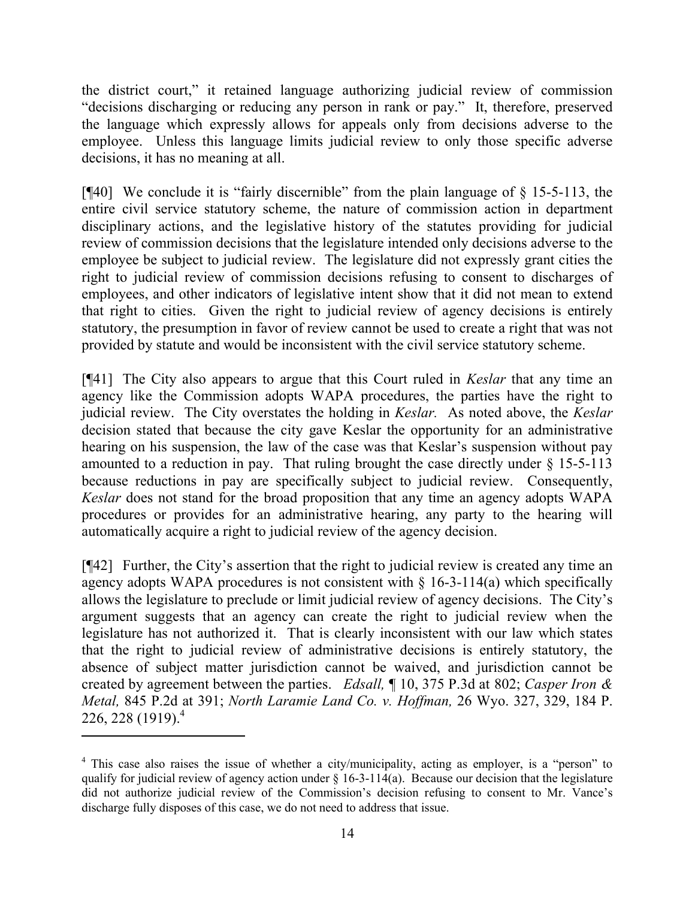the district court," it retained language authorizing judicial review of commission "decisions discharging or reducing any person in rank or pay." It, therefore, preserved the language which expressly allows for appeals only from decisions adverse to the employee. Unless this language limits judicial review to only those specific adverse decisions, it has no meaning at all.

[¶40] We conclude it is "fairly discernible" from the plain language of § 15-5-113, the entire civil service statutory scheme, the nature of commission action in department disciplinary actions, and the legislative history of the statutes providing for judicial review of commission decisions that the legislature intended only decisions adverse to the employee be subject to judicial review. The legislature did not expressly grant cities the right to judicial review of commission decisions refusing to consent to discharges of employees, and other indicators of legislative intent show that it did not mean to extend that right to cities. Given the right to judicial review of agency decisions is entirely statutory, the presumption in favor of review cannot be used to create a right that was not provided by statute and would be inconsistent with the civil service statutory scheme.

[¶41] The City also appears to argue that this Court ruled in *Keslar* that any time an agency like the Commission adopts WAPA procedures, the parties have the right to judicial review. The City overstates the holding in *Keslar.* As noted above, the *Keslar* decision stated that because the city gave Keslar the opportunity for an administrative hearing on his suspension, the law of the case was that Keslar's suspension without pay amounted to a reduction in pay. That ruling brought the case directly under § 15-5-113 because reductions in pay are specifically subject to judicial review. Consequently, *Keslar* does not stand for the broad proposition that any time an agency adopts WAPA procedures or provides for an administrative hearing, any party to the hearing will automatically acquire a right to judicial review of the agency decision.

[¶42] Further, the City's assertion that the right to judicial review is created any time an agency adopts WAPA procedures is not consistent with § 16-3-114(a) which specifically allows the legislature to preclude or limit judicial review of agency decisions. The City's argument suggests that an agency can create the right to judicial review when the legislature has not authorized it. That is clearly inconsistent with our law which states that the right to judicial review of administrative decisions is entirely statutory, the absence of subject matter jurisdiction cannot be waived, and jurisdiction cannot be created by agreement between the parties. *Edsall,* ¶ 10, 375 P.3d at 802; *Casper Iron & Metal,* 845 P.2d at 391; *North Laramie Land Co. v. Hoffman,* 26 Wyo. 327, 329, 184 P. 226, 228 (1919).[4]

[4] This case also raises the issue of whether a city/municipality, acting as employer, is a "person" to qualify for judicial review of agency action under § 16-3-114(a). Because our decision that the legislature did not authorize judicial review of the Commission's decision refusing to consent to Mr. Vance's discharge fully disposes of this case, we do not need to address that issue.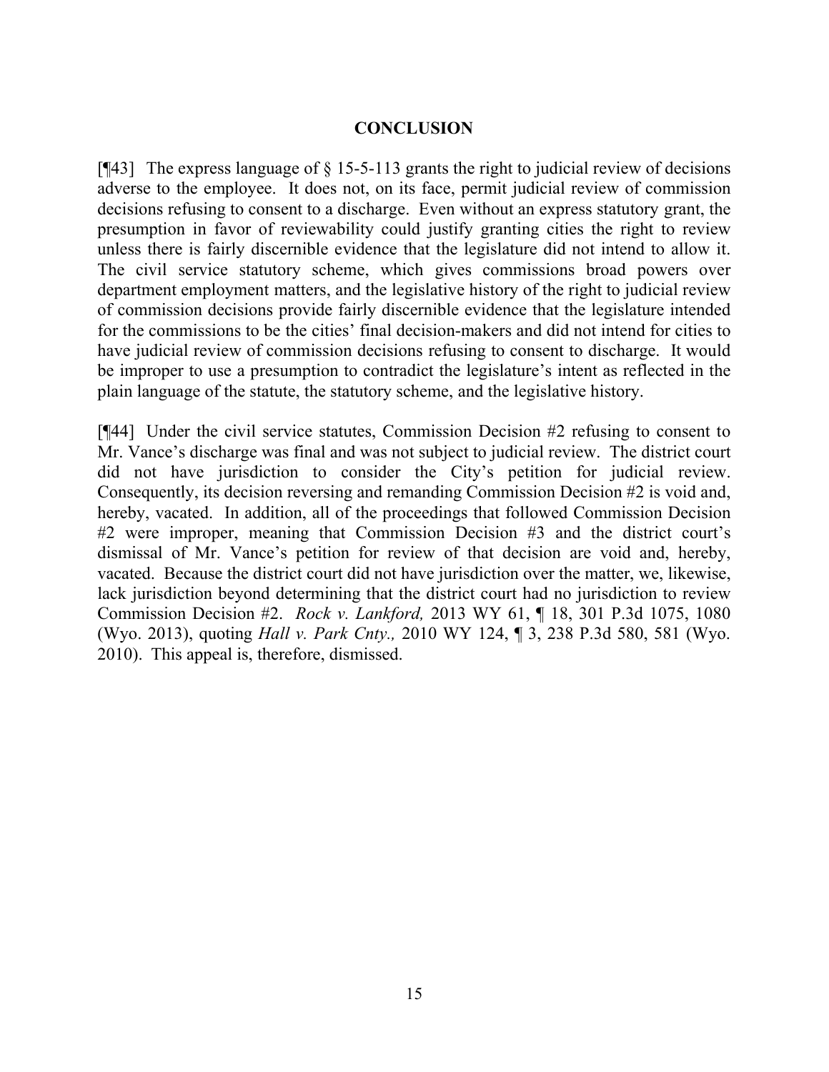## CONCLUSION

[¶43] The express language of § 15-5-113 grants the right to judicial review of decisions adverse to the employee. It does not, on its face, permit judicial review of commission decisions refusing to consent to a discharge. Even without an express statutory grant, the presumption in favor of reviewability could justify granting cities the right to review unless there is fairly discernible evidence that the legislature did not intend to allow it. The civil service statutory scheme, which gives commissions broad powers over department employment matters, and the legislative history of the right to judicial review of commission decisions provide fairly discernible evidence that the legislature intended for the commissions to be the cities' final decision-makers and did not intend for cities to have judicial review of commission decisions refusing to consent to discharge. It would be improper to use a presumption to contradict the legislature's intent as reflected in the plain language of the statute, the statutory scheme, and the legislative history.

[¶44] Under the civil service statutes, Commission Decision #2 refusing to consent to Mr. Vance's discharge was final and was not subject to judicial review. The district court did not have jurisdiction to consider the City's petition for judicial review. Consequently, its decision reversing and remanding Commission Decision #2 is void and, hereby, vacated. In addition, all of the proceedings that followed Commission Decision #2 were improper, meaning that Commission Decision #3 and the district court's dismissal of Mr. Vance's petition for review of that decision are void and, hereby, vacated. Because the district court did not have jurisdiction over the matter, we, likewise, lack jurisdiction beyond determining that the district court had no jurisdiction to review Commission Decision #2. *Rock v. Lankford,* 2013 WY 61, ¶ 18, 301 P.3d 1075, 1080 (Wyo. 2013), quoting *Hall v. Park Cnty.,* 2010 WY 124, ¶ 3, 238 P.3d 580, 581 (Wyo. 2010). This appeal is, therefore, dismissed.